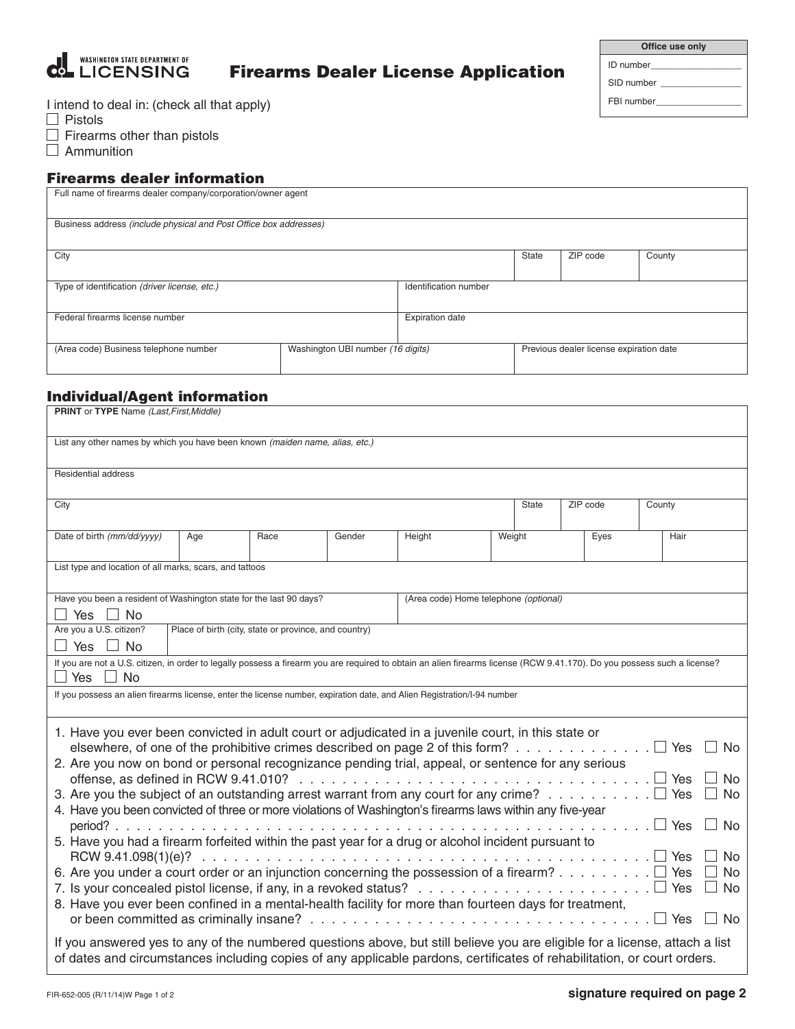Washington State Department of Licensing

# Firearms Dealer License Application

| Office use only |
|---|
| ID number__________________ |
| SID number ________________ |
| FBI number_________________ |

I intend to deal in: (check all that apply)

- ☐ Pistols
- ☐ Firearms other than pistols
- ☐ Ammunition

## Firearms dealer information

| Full name of firearms dealer company/corporation/owner agent | | | | |
|---|---|---|---|---|
| Business address *(include physical and Post Office box addresses)* | | | | |
| City | | State | ZIP code | County |
| Type of identification *(driver license, etc.)* | | Identification number | | |
| Federal firearms license number | | Expiration date | | |
| (Area code) Business telephone number | Washington UBI number *(16 digits)* | Previous dealer license expiration date | | |

## Individual/Agent information

| **PRINT** or **TYPE** Name *(Last,First,Middle)* | | | | | | | |
|---|---|---|---|---|---|---|---|
| List any other names by which you have been known *(maiden name, alias, etc.)* | | | | | | | |
| Residential address | | | | | | | |
| City | | | | | State | ZIP code | County |
| Date of birth *(mm/dd/yyyy)* | Age | Race | Gender | Height | Weight | Eyes | Hair |
| List type and location of all marks, scars, and tattoos | | | | | | | |
| Have you been a resident of Washington state for the last 90 days? ☐ Yes ☐ No | | | | (Area code) Home telephone *(optional)* | | | |
| Are you a U.S. citizen? ☐ Yes ☐ No | Place of birth (city, state or province, and country) | | | | | | |
| If you are not a U.S. citizen, in order to legally possess a firearm you are required to obtain an alien firearms license (RCW 9.41.170). Do you possess such a license? ☐ Yes ☐ No | | | | | | | |
| If you possess an alien firearms license, enter the license number, expiration date, and Alien Registration/I-94 number | | | | | | | |

1. Have you ever been convicted in adult court or adjudicated in a juvenile court, in this state or elsewhere, of one of the prohibitive crimes described on page 2 of this form? ☐ Yes ☐ No
2. Are you now on bond or personal recognizance pending trial, appeal, or sentence for any serious offense, as defined in RCW 9.41.010? ☐ Yes ☐ No
3. Are you the subject of an outstanding arrest warrant from any court for any crime? ☐ Yes ☐ No
4. Have you been convicted of three or more violations of Washington's firearms laws within any five-year period? ☐ Yes ☐ No
5. Have you had a firearm forfeited within the past year for a drug or alcohol incident pursuant to RCW 9.41.098(1)(e)? ☐ Yes ☐ No
6. Are you under a court order or an injunction concerning the possession of a firearm? ☐ Yes ☐ No
7. Is your concealed pistol license, if any, in a revoked status? ☐ Yes ☐ No
8. Have you ever been confined in a mental-health facility for more than fourteen days for treatment, or been committed as criminally insane? ☐ Yes ☐ No

If you answered yes to any of the numbered questions above, but still believe you are eligible for a license, attach a list of dates and circumstances including copies of any applicable pardons, certificates of rehabilitation, or court orders.

FIR-652-005 (R/11/14)W

**signature required on page 2**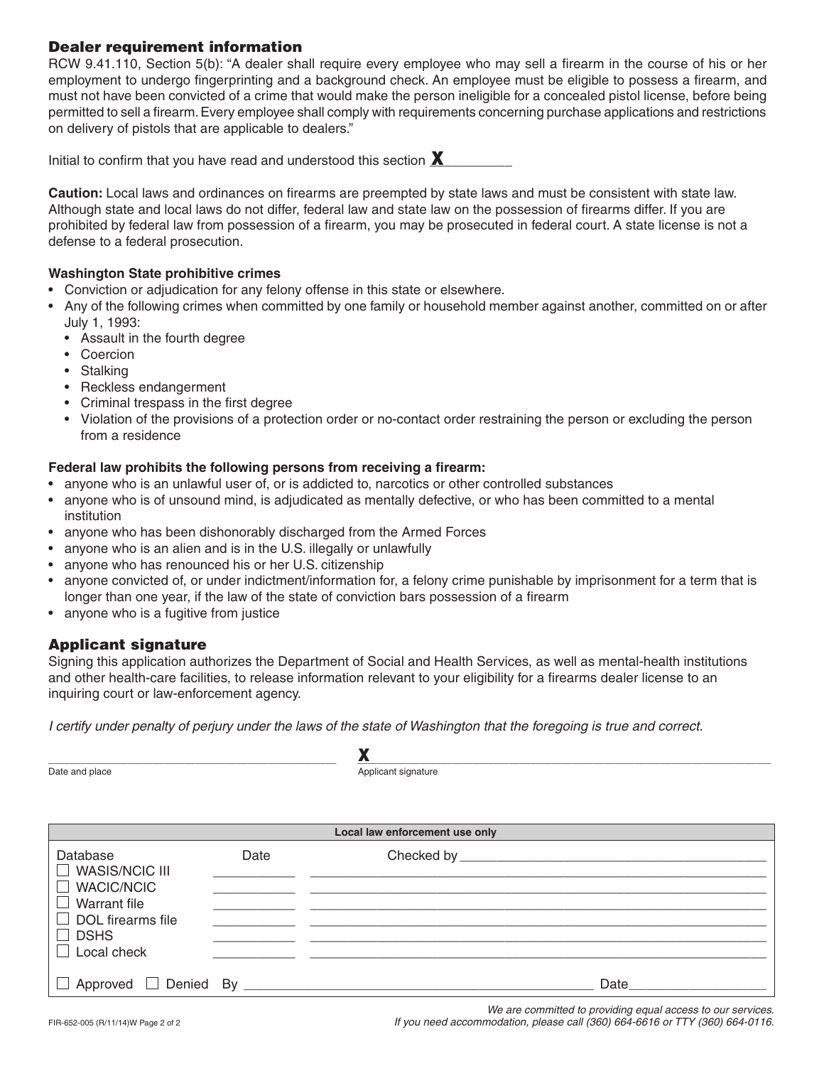## Dealer requirement information

RCW 9.41.110, Section 5(b): "A dealer shall require every employee who may sell a firearm in the course of his or her employment to undergo fingerprinting and a background check. An employee must be eligible to possess a firearm, and must not have been convicted of a crime that would make the person ineligible for a concealed pistol license, before being permitted to sell a firearm. Every employee shall comply with requirements concerning purchase applications and restrictions on delivery of pistols that are applicable to dealers."

Initial to confirm that you have read and understood this section **X**__________

**Caution:** Local laws and ordinances on firearms are preempted by state laws and must be consistent with state law. Although state and local laws do not differ, federal law and state law on the possession of firearms differ. If you are prohibited by federal law from possession of a firearm, you may be prosecuted in federal court. A state license is not a defense to a federal prosecution.

**Washington State prohibitive crimes**

- Conviction or adjudication for any felony offense in this state or elsewhere.
- Any of the following crimes when committed by one family or household member against another, committed on or after July 1, 1993:
  - Assault in the fourth degree
  - Coercion
  - Stalking
  - Reckless endangerment
  - Criminal trespass in the first degree
  - Violation of the provisions of a protection order or no-contact order restraining the person or excluding the person from a residence

**Federal law prohibits the following persons from receiving a firearm:**

- anyone who is an unlawful user of, or is addicted to, narcotics or other controlled substances
- anyone who is of unsound mind, is adjudicated as mentally defective, or who has been committed to a mental institution
- anyone who has been dishonorably discharged from the Armed Forces
- anyone who is an alien and is in the U.S. illegally or unlawfully
- anyone who has renounced his or her U.S. citizenship
- anyone convicted of, or under indictment/information for, a felony crime punishable by imprisonment for a term that is longer than one year, if the law of the state of conviction bars possession of a firearm
- anyone who is a fugitive from justice

## Applicant signature

Signing this application authorizes the Department of Social and Health Services, as well as mental-health institutions and other health-care facilities, to release information relevant to your eligibility for a firearms dealer license to an inquiring court or law-enforcement agency.

*I certify under penalty of perjury under the laws of the state of Washington that the foregoing is true and correct.*

______________________________ **X**______________________________

Date and place | Applicant signature

| Local law enforcement use only | | |
|---|---|---|
| Database | Date | Checked by |
| ☐ WASIS/NCIC III | | |
| ☐ WACIC/NCIC | | |
| ☐ Warrant file | | |
| ☐ DOL firearms file | | |
| ☐ DSHS | | |
| ☐ Local check | | |
| ☐ Approved ☐ Denied By | | Date |

FIR-652-005 (R/11/14)W

*We are committed to providing equal access to our services.*
*If you need accommodation, please call (360) 664-6616 or TTY (360) 664-0116.*